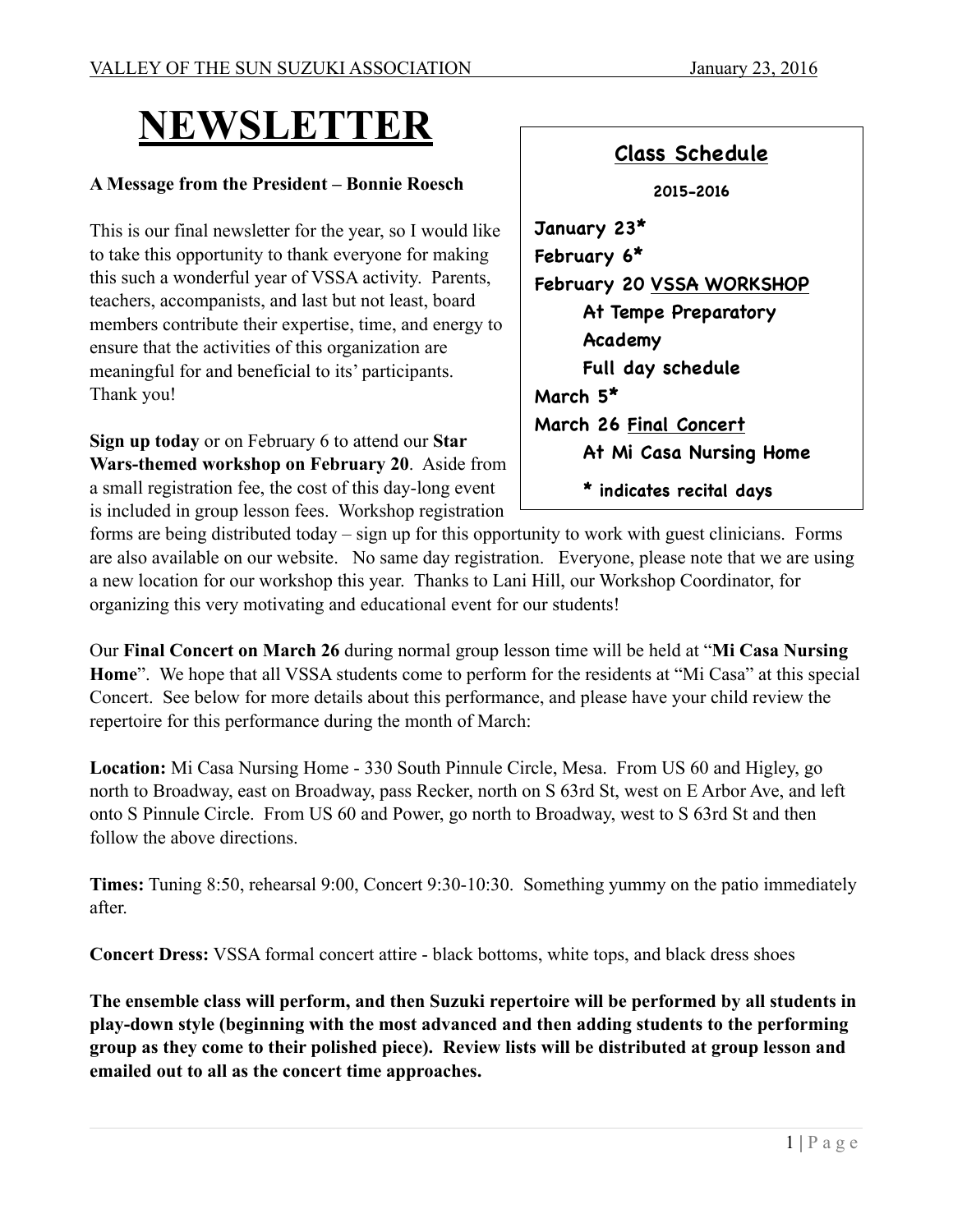VALLEY OF THE SUN SUZUKI ASSOCIATION January 23, 2016

# NEWSLETTER

**A Message from the President – Bonnie Roesch**

This is our final newsletter for the year, so I would like to take this opportunity to thank everyone for making this such a wonderful year of VSSA activity. Parents, teachers, accompanists, and last but not least, board members contribute their expertise, time, and energy to ensure that the activities of this organization are meaningful for and beneficial to its' participants. Thank you!

**Sign up today** or on February 6 to attend our **Star Wars-themed workshop on February 20**. Aside from a small registration fee, the cost of this day-long event is included in group lesson fees. Workshop registration forms are being distributed today – sign up for this opportunity to work with guest clinicians. Forms are also available on our website. No same day registration. Everyone, please note that we are using a new location for our workshop this year. Thanks to Lani Hill, our Workshop Coordinator, for organizing this very motivating and educational event for our students!

## Class Schedule

**2015-2016**

**January 23***
**February 6***
**February 20 VSSA WORKSHOP**
  **At Tempe Preparatory Academy**
  **Full day schedule**
**March 5***
**March 26 Final Concert**
  **At Mi Casa Nursing Home**

**\* indicates recital days**

Our **Final Concert on March 26** during normal group lesson time will be held at "**Mi Casa Nursing Home**". We hope that all VSSA students come to perform for the residents at "Mi Casa" at this special Concert. See below for more details about this performance, and please have your child review the repertoire for this performance during the month of March:

**Location:** Mi Casa Nursing Home - 330 South Pinnule Circle, Mesa. From US 60 and Higley, go north to Broadway, east on Broadway, pass Recker, north on S 63rd St, west on E Arbor Ave, and left onto S Pinnule Circle. From US 60 and Power, go north to Broadway, west to S 63rd St and then follow the above directions.

**Times:** Tuning 8:50, rehearsal 9:00, Concert 9:30-10:30. Something yummy on the patio immediately after.

**Concert Dress:** VSSA formal concert attire - black bottoms, white tops, and black dress shoes

**The ensemble class will perform, and then Suzuki repertoire will be performed by all students in play-down style (beginning with the most advanced and then adding students to the performing group as they come to their polished piece). Review lists will be distributed at group lesson and emailed out to all as the concert time approaches.**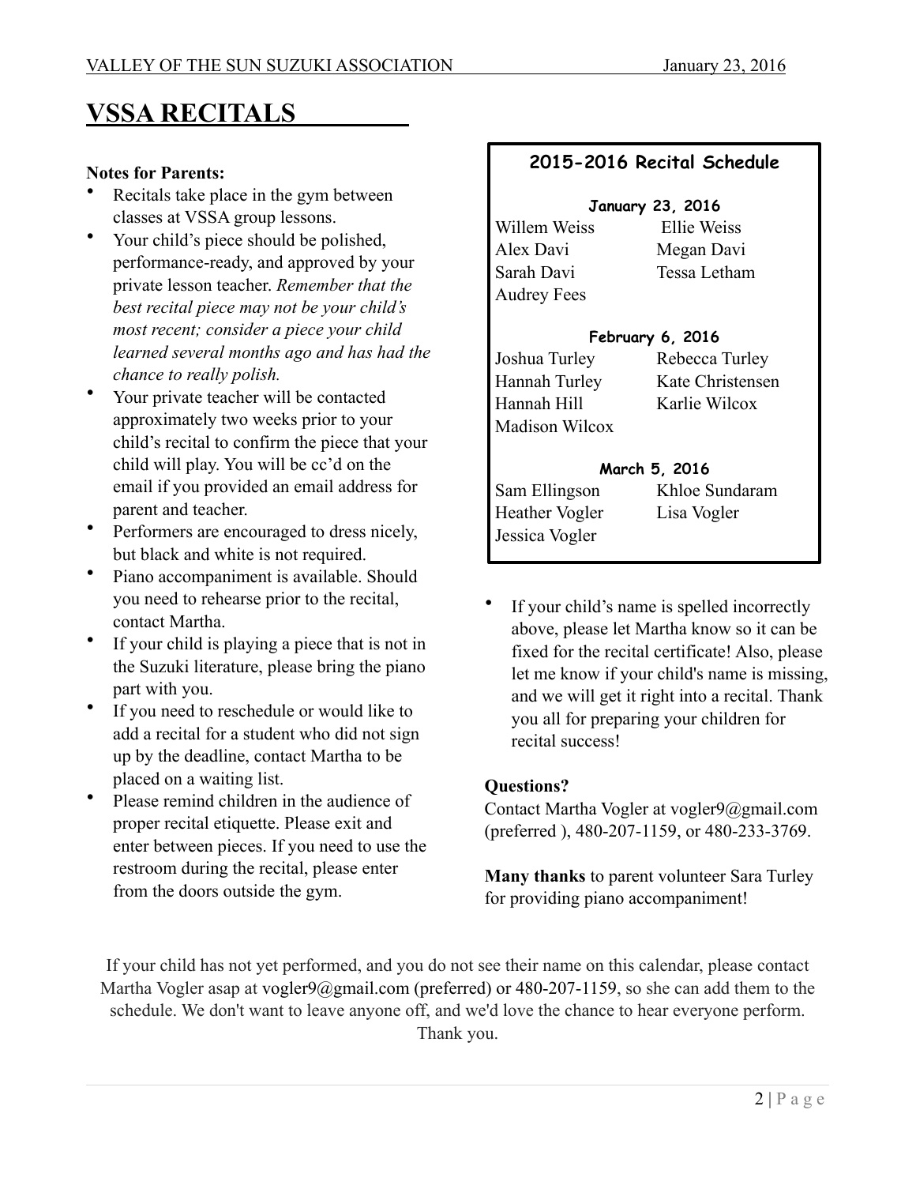# VSSA RECITALS

**Notes for Parents:**

- Recitals take place in the gym between classes at VSSA group lessons.
- Your child's piece should be polished, performance-ready, and approved by your private lesson teacher. *Remember that the best recital piece may not be your child's most recent; consider a piece your child learned several months ago and has had the chance to really polish.*
- Your private teacher will be contacted approximately two weeks prior to your child's recital to confirm the piece that your child will play. You will be cc'd on the email if you provided an email address for parent and teacher.
- Performers are encouraged to dress nicely, but black and white is not required.
- Piano accompaniment is available. Should you need to rehearse prior to the recital, contact Martha.
- If your child is playing a piece that is not in the Suzuki literature, please bring the piano part with you.
- If you need to reschedule or would like to add a recital for a student who did not sign up by the deadline, contact Martha to be placed on a waiting list.
- Please remind children in the audience of proper recital etiquette. Please exit and enter between pieces. If you need to use the restroom during the recital, please enter from the doors outside the gym.

## 2015-2016 Recital Schedule

**January 23, 2016**

| | |
|---|---|
| Willem Weiss | Ellie Weiss |
| Alex Davi | Megan Davi |
| Sarah Davi | Tessa Letham |
| Audrey Fees | |

**February 6, 2016**

| | |
|---|---|
| Joshua Turley | Rebecca Turley |
| Hannah Turley | Kate Christensen |
| Hannah Hill | Karlie Wilcox |
| Madison Wilcox | |

**March 5, 2016**

| | |
|---|---|
| Sam Ellingson | Khloe Sundaram |
| Heather Vogler | Lisa Vogler |
| Jessica Vogler | |

- If your child's name is spelled incorrectly above, please let Martha know so it can be fixed for the recital certificate! Also, please let me know if your child's name is missing, and we will get it right into a recital. Thank you all for preparing your children for recital success!

**Questions?**

Contact Martha Vogler at vogler9@gmail.com (preferred ), 480-207-1159, or 480-233-3769.

**Many thanks** to parent volunteer Sara Turley for providing piano accompaniment!

If your child has not yet performed, and you do not see their name on this calendar, please contact Martha Vogler asap at vogler9@gmail.com (preferred) or 480-207-1159, so she can add them to the schedule. We don't want to leave anyone off, and we'd love the chance to hear everyone perform. Thank you.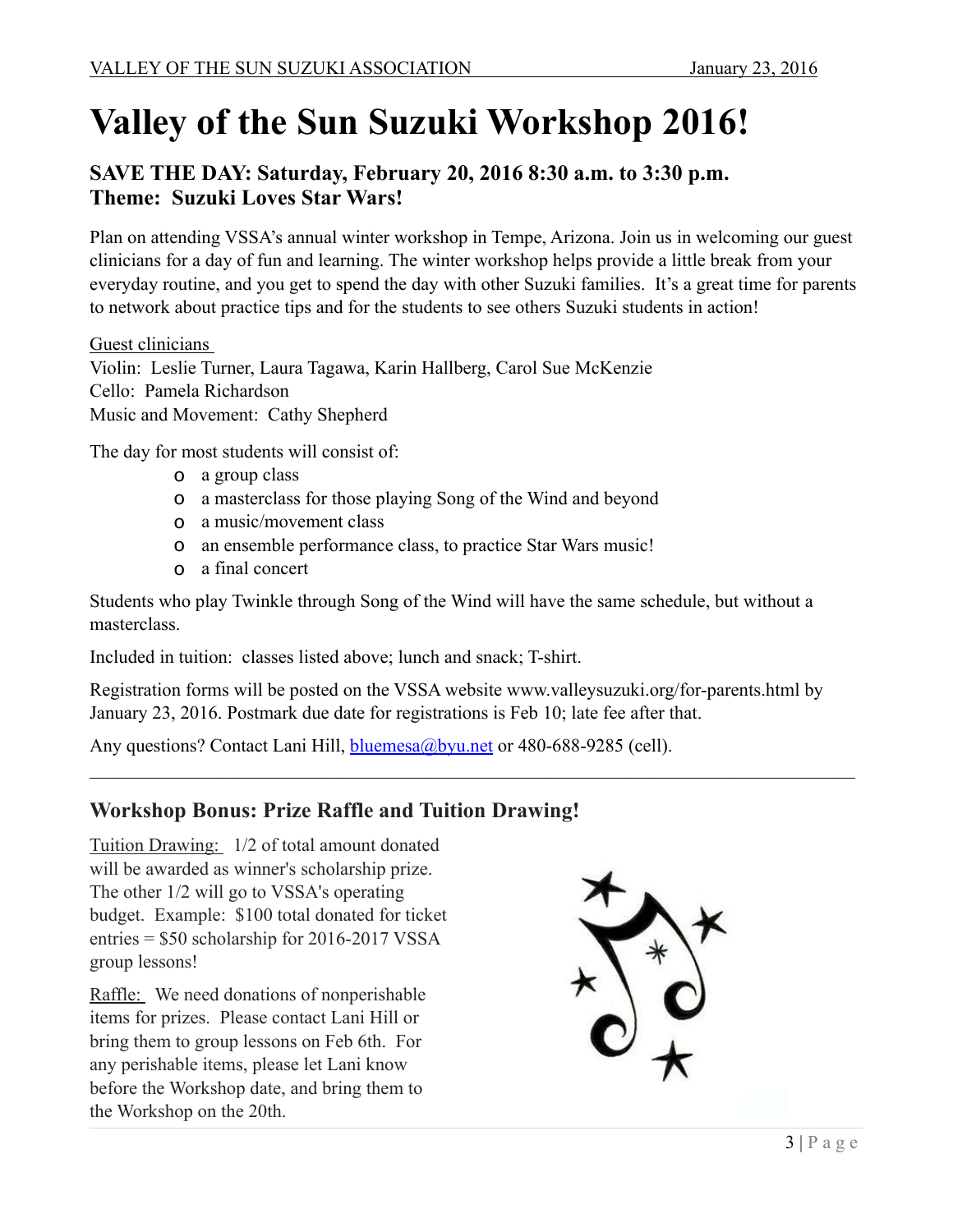# Valley of the Sun Suzuki Workshop 2016!

### SAVE THE DAY: Saturday, February 20, 2016 8:30 a.m. to 3:30 p.m.
### Theme: Suzuki Loves Star Wars!

Plan on attending VSSA's annual winter workshop in Tempe, Arizona. Join us in welcoming our guest clinicians for a day of fun and learning. The winter workshop helps provide a little break from your everyday routine, and you get to spend the day with other Suzuki families. It's a great time for parents to network about practice tips and for the students to see others Suzuki students in action!

Guest clinicians
Violin: Leslie Turner, Laura Tagawa, Karin Hallberg, Carol Sue McKenzie
Cello: Pamela Richardson
Music and Movement: Cathy Shepherd

The day for most students will consist of:

- a group class
- a masterclass for those playing Song of the Wind and beyond
- a music/movement class
- an ensemble performance class, to practice Star Wars music!
- a final concert

Students who play Twinkle through Song of the Wind will have the same schedule, but without a masterclass.

Included in tuition: classes listed above; lunch and snack; T-shirt.

Registration forms will be posted on the VSSA website www.valleysuzuki.org/for-parents.html by January 23, 2016. Postmark due date for registrations is Feb 10; late fee after that.

Any questions? Contact Lani Hill, bluemesa@byu.net or 480-688-9285 (cell).

---

### Workshop Bonus: Prize Raffle and Tuition Drawing!

Tuition Drawing: 1/2 of total amount donated will be awarded as winner's scholarship prize. The other 1/2 will go to VSSA's operating budget. Example: $100 total donated for ticket entries = $50 scholarship for 2016-2017 VSSA group lessons!

Raffle: We need donations of nonperishable items for prizes. Please contact Lani Hill or bring them to group lessons on Feb 6th. For any perishable items, please let Lani know before the Workshop date, and bring them to the Workshop on the 20th.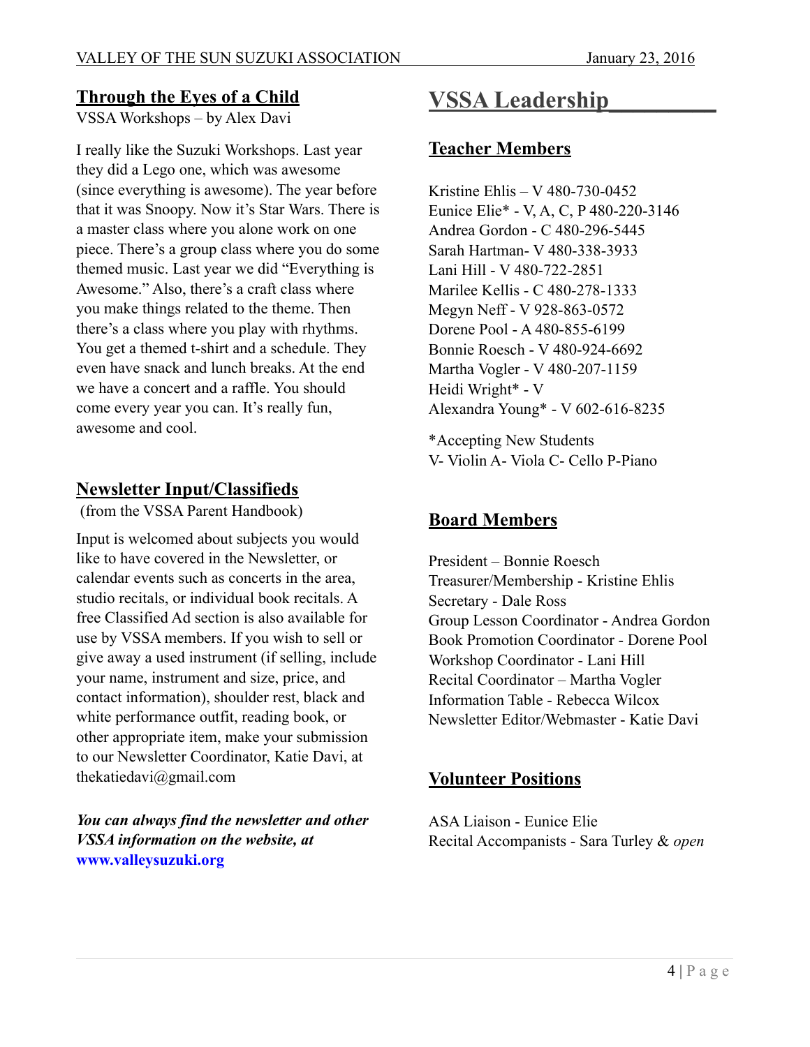## Through the Eyes of a Child

VSSA Workshops – by Alex Davi

I really like the Suzuki Workshops. Last year they did a Lego one, which was awesome (since everything is awesome). The year before that it was Snoopy. Now it's Star Wars. There is a master class where you alone work on one piece. There's a group class where you do some themed music. Last year we did "Everything is Awesome." Also, there's a craft class where you make things related to the theme. Then there's a class where you play with rhythms. You get a themed t-shirt and a schedule. They even have snack and lunch breaks. At the end we have a concert and a raffle. You should come every year you can. It's really fun, awesome and cool.

## Newsletter Input/Classifieds

(from the VSSA Parent Handbook)

Input is welcomed about subjects you would like to have covered in the Newsletter, or calendar events such as concerts in the area, studio recitals, or individual book recitals. A free Classified Ad section is also available for use by VSSA members. If you wish to sell or give away a used instrument (if selling, include your name, instrument and size, price, and contact information), shoulder rest, black and white performance outfit, reading book, or other appropriate item, make your submission to our Newsletter Coordinator, Katie Davi, at thekatiedavi@gmail.com

***You can always find the newsletter and other VSSA information on the website, at*** **www.valleysuzuki.org**

# VSSA Leadership

## Teacher Members

Kristine Ehlis – V 480-730-0452
Eunice Elie* - V, A, C, P 480-220-3146
Andrea Gordon - C 480-296-5445
Sarah Hartman- V 480-338-3933
Lani Hill - V 480-722-2851
Marilee Kellis - C 480-278-1333
Megyn Neff - V 928-863-0572
Dorene Pool - A 480-855-6199
Bonnie Roesch - V 480-924-6692
Martha Vogler - V 480-207-1159
Heidi Wright* - V
Alexandra Young* - V 602-616-8235

*Accepting New Students
V- Violin A- Viola C- Cello P-Piano

## Board Members

President – Bonnie Roesch
Treasurer/Membership - Kristine Ehlis
Secretary - Dale Ross
Group Lesson Coordinator - Andrea Gordon
Book Promotion Coordinator - Dorene Pool
Workshop Coordinator - Lani Hill
Recital Coordinator – Martha Vogler
Information Table - Rebecca Wilcox
Newsletter Editor/Webmaster - Katie Davi

## Volunteer Positions

ASA Liaison - Eunice Elie
Recital Accompanists - Sara Turley & *open*